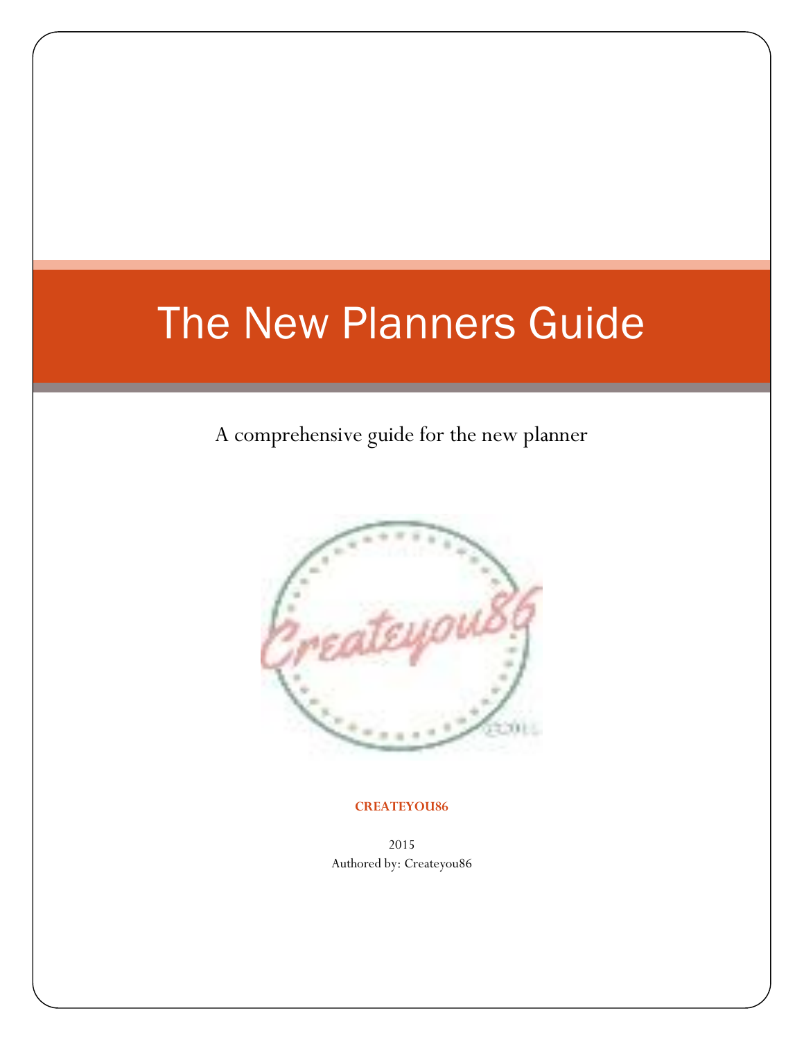# The New Planners Guide

A comprehensive guide for the new planner

**CREATEYOU86**

2015

Authored by: Createyou86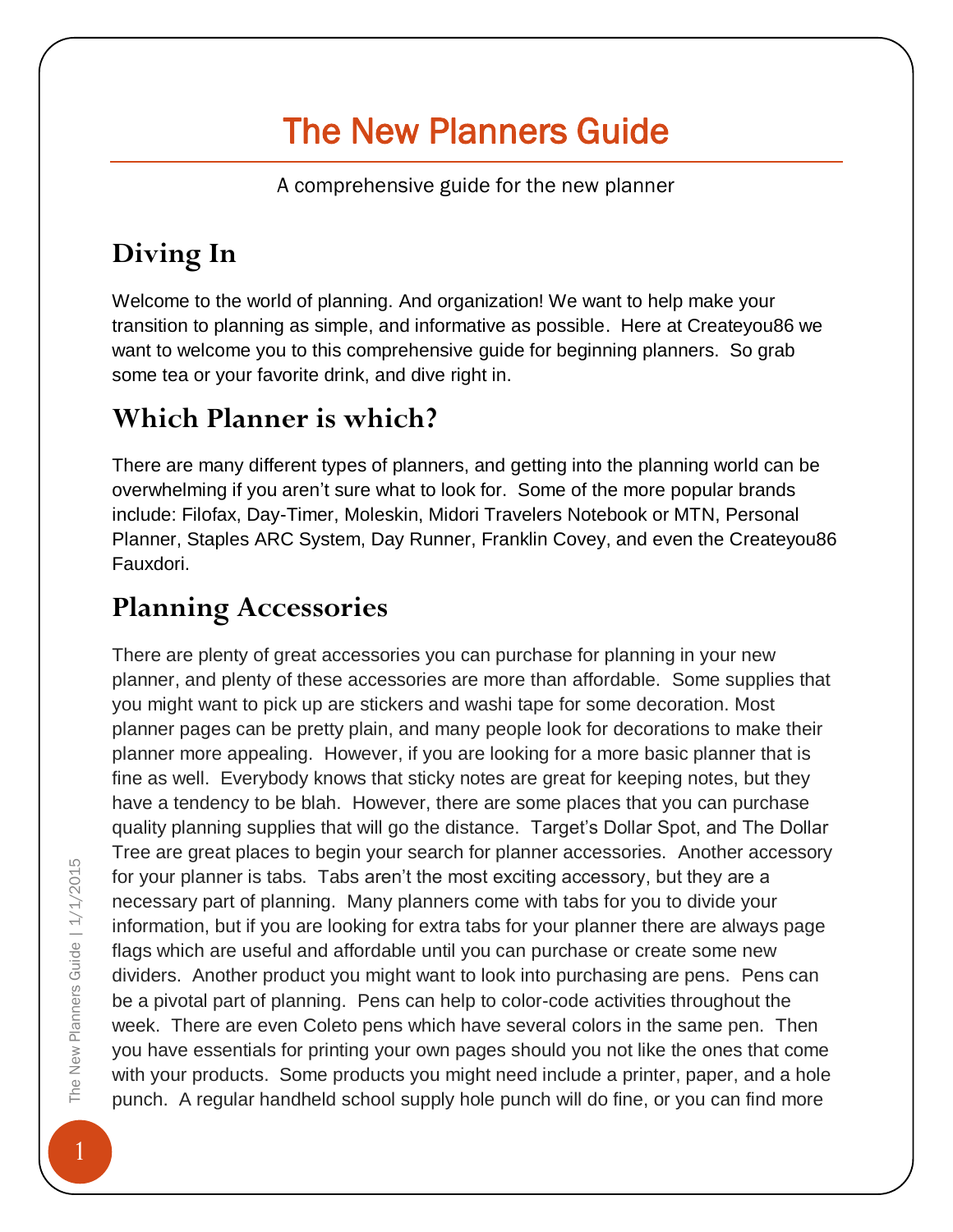# The New Planners Guide

A comprehensive guide for the new planner

## Diving In

Welcome to the world of planning. And organization! We want to help make your transition to planning as simple, and informative as possible. Here at Createyou86 we want to welcome you to this comprehensive guide for beginning planners. So grab some tea or your favorite drink, and dive right in.

## Which Planner is which?

There are many different types of planners, and getting into the planning world can be overwhelming if you aren't sure what to look for. Some of the more popular brands include: Filofax, Day-Timer, Moleskin, Midori Travelers Notebook or MTN, Personal Planner, Staples ARC System, Day Runner, Franklin Covey, and even the Createyou86 Fauxdori.

## Planning Accessories

There are plenty of great accessories you can purchase for planning in your new planner, and plenty of these accessories are more than affordable. Some supplies that you might want to pick up are stickers and washi tape for some decoration. Most planner pages can be pretty plain, and many people look for decorations to make their planner more appealing. However, if you are looking for a more basic planner that is fine as well. Everybody knows that sticky notes are great for keeping notes, but they have a tendency to be blah. However, there are some places that you can purchase quality planning supplies that will go the distance. Target's Dollar Spot, and The Dollar Tree are great places to begin your search for planner accessories. Another accessory for your planner is tabs. Tabs aren't the most exciting accessory, but they are a necessary part of planning. Many planners come with tabs for you to divide your information, but if you are looking for extra tabs for your planner there are always page flags which are useful and affordable until you can purchase or create some new dividers. Another product you might want to look into purchasing are pens. Pens can be a pivotal part of planning. Pens can help to color-code activities throughout the week. There are even Coleto pens which have several colors in the same pen. Then you have essentials for printing your own pages should you not like the ones that come with your products. Some products you might need include a printer, paper, and a hole punch. A regular handheld school supply hole punch will do fine, or you can find more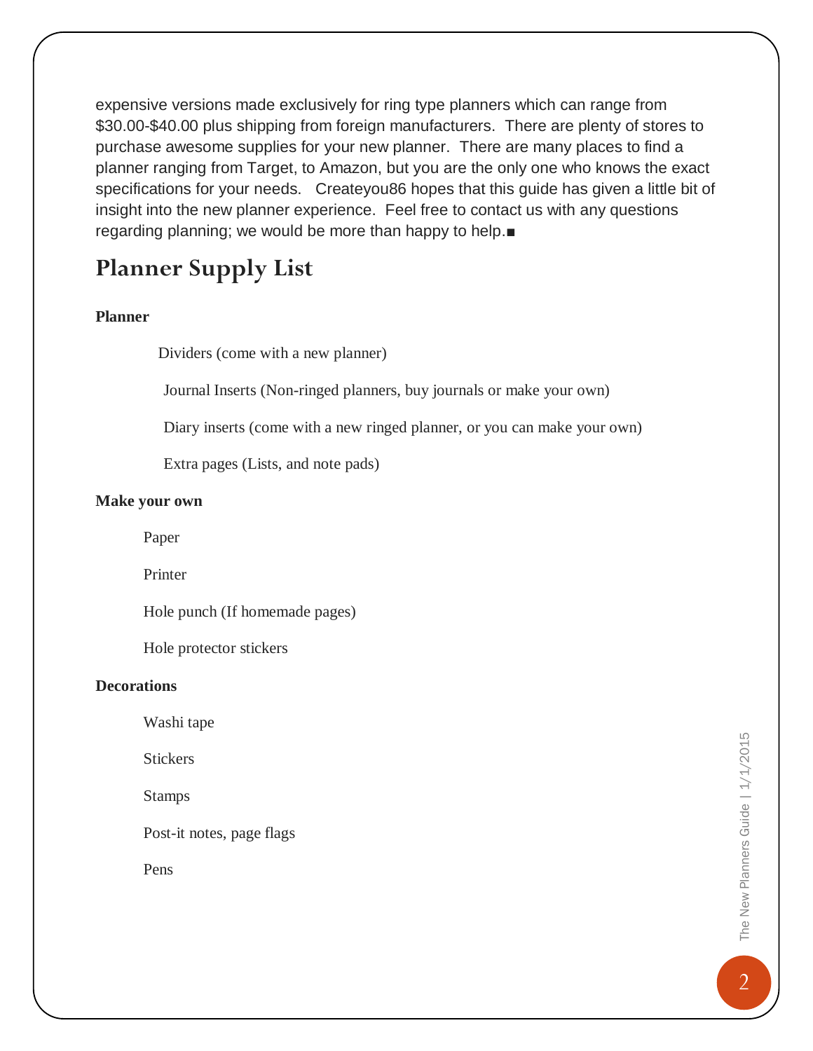expensive versions made exclusively for ring type planners which can range from $30.00-$40.00 plus shipping from foreign manufacturers. There are plenty of stores to purchase awesome supplies for your new planner. There are many places to find a planner ranging from Target, to Amazon, but you are the only one who knows the exact specifications for your needs. Createyou86 hopes that this guide has given a little bit of insight into the new planner experience. Feel free to contact us with any questions regarding planning; we would be more than happy to help.■

## Planner Supply List

**Planner**

- Dividers (come with a new planner)
- Journal Inserts (Non-ringed planners, buy journals or make your own)
- Diary inserts (come with a new ringed planner, or you can make your own)
- Extra pages (Lists, and note pads)

**Make your own**

- Paper
- Printer
- Hole punch (If homemade pages)
- Hole protector stickers

**Decorations**

- Washi tape
- Stickers
- Stamps
- Post-it notes, page flags
- Pens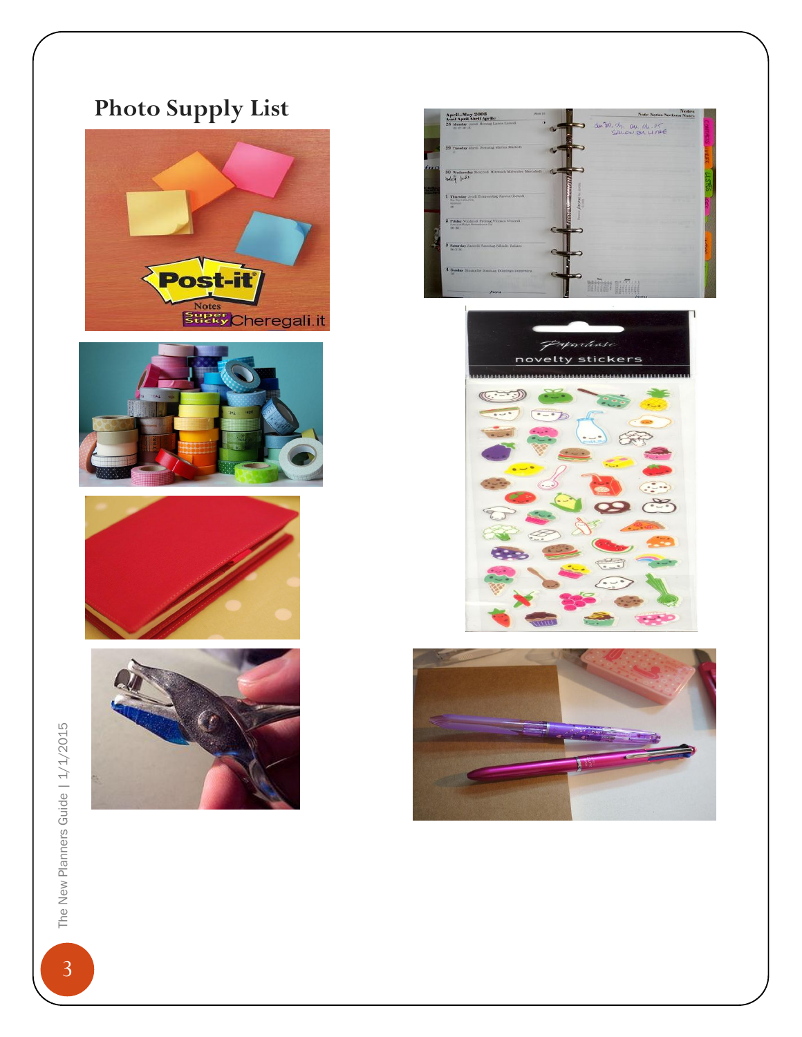## Photo Supply List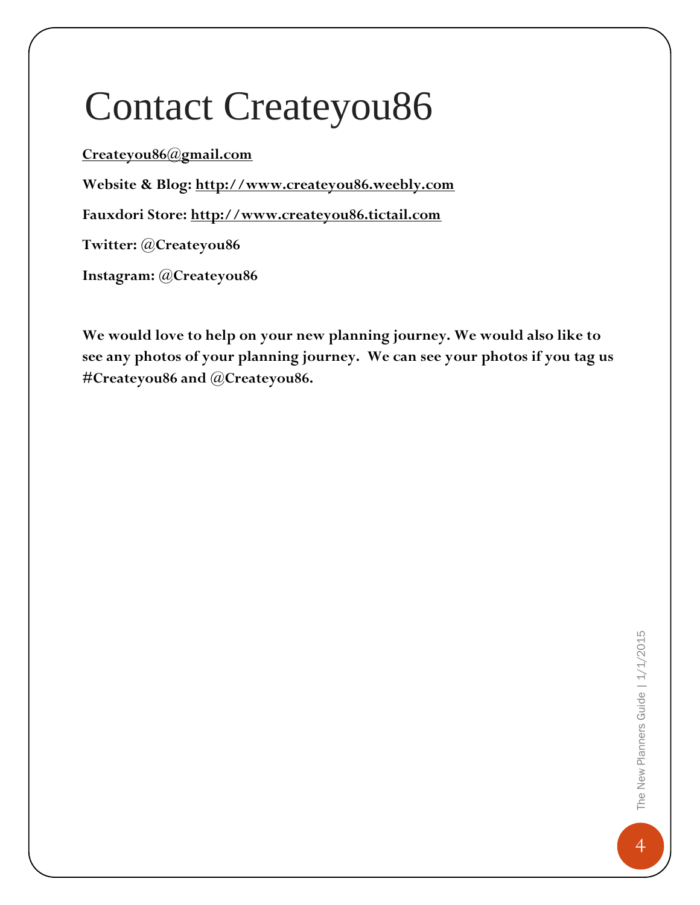# Contact Createyou86

**Createyou86@gmail.com**

**Website & Blog: http://www.createyou86.weebly.com**

**Fauxdori Store: http://www.createyou86.tictail.com**

**Twitter: @Createyou86**

**Instagram: @Createyou86**

**We would love to help on your new planning journey. We would also like to see any photos of your planning journey. We can see your photos if you tag us #Createyou86 and @Createyou86.**